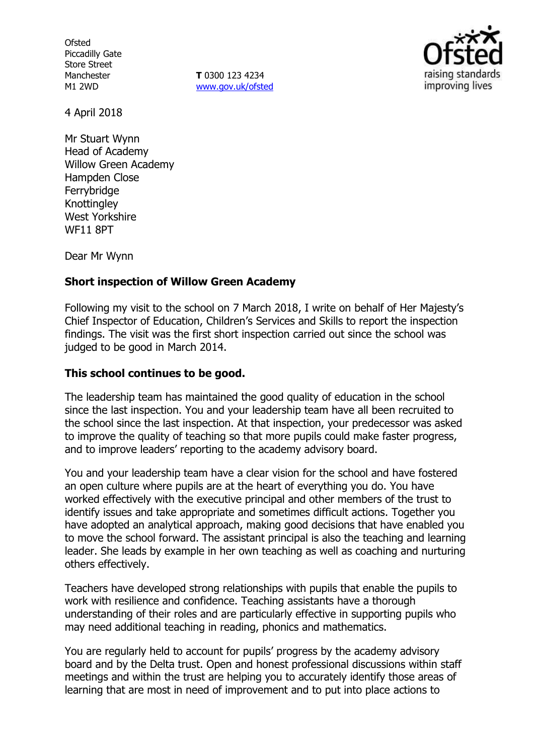Ofsted
Piccadilly Gate
Store Street
Manchester
M1 2WD

**T** 0300 123 4234
www.gov.uk/ofsted

4 April 2018

Mr Stuart Wynn
Head of Academy
Willow Green Academy
Hampden Close
Ferrybridge
Knottingley
West Yorkshire
WF11 8PT

Dear Mr Wynn

**Short inspection of Willow Green Academy**

Following my visit to the school on 7 March 2018, I write on behalf of Her Majesty's Chief Inspector of Education, Children's Services and Skills to report the inspection findings. The visit was the first short inspection carried out since the school was judged to be good in March 2014.

**This school continues to be good.**

The leadership team has maintained the good quality of education in the school since the last inspection. You and your leadership team have all been recruited to the school since the last inspection. At that inspection, your predecessor was asked to improve the quality of teaching so that more pupils could make faster progress, and to improve leaders' reporting to the academy advisory board.

You and your leadership team have a clear vision for the school and have fostered an open culture where pupils are at the heart of everything you do. You have worked effectively with the executive principal and other members of the trust to identify issues and take appropriate and sometimes difficult actions. Together you have adopted an analytical approach, making good decisions that have enabled you to move the school forward. The assistant principal is also the teaching and learning leader. She leads by example in her own teaching as well as coaching and nurturing others effectively.

Teachers have developed strong relationships with pupils that enable the pupils to work with resilience and confidence. Teaching assistants have a thorough understanding of their roles and are particularly effective in supporting pupils who may need additional teaching in reading, phonics and mathematics.

You are regularly held to account for pupils' progress by the academy advisory board and by the Delta trust. Open and honest professional discussions within staff meetings and within the trust are helping you to accurately identify those areas of learning that are most in need of improvement and to put into place actions to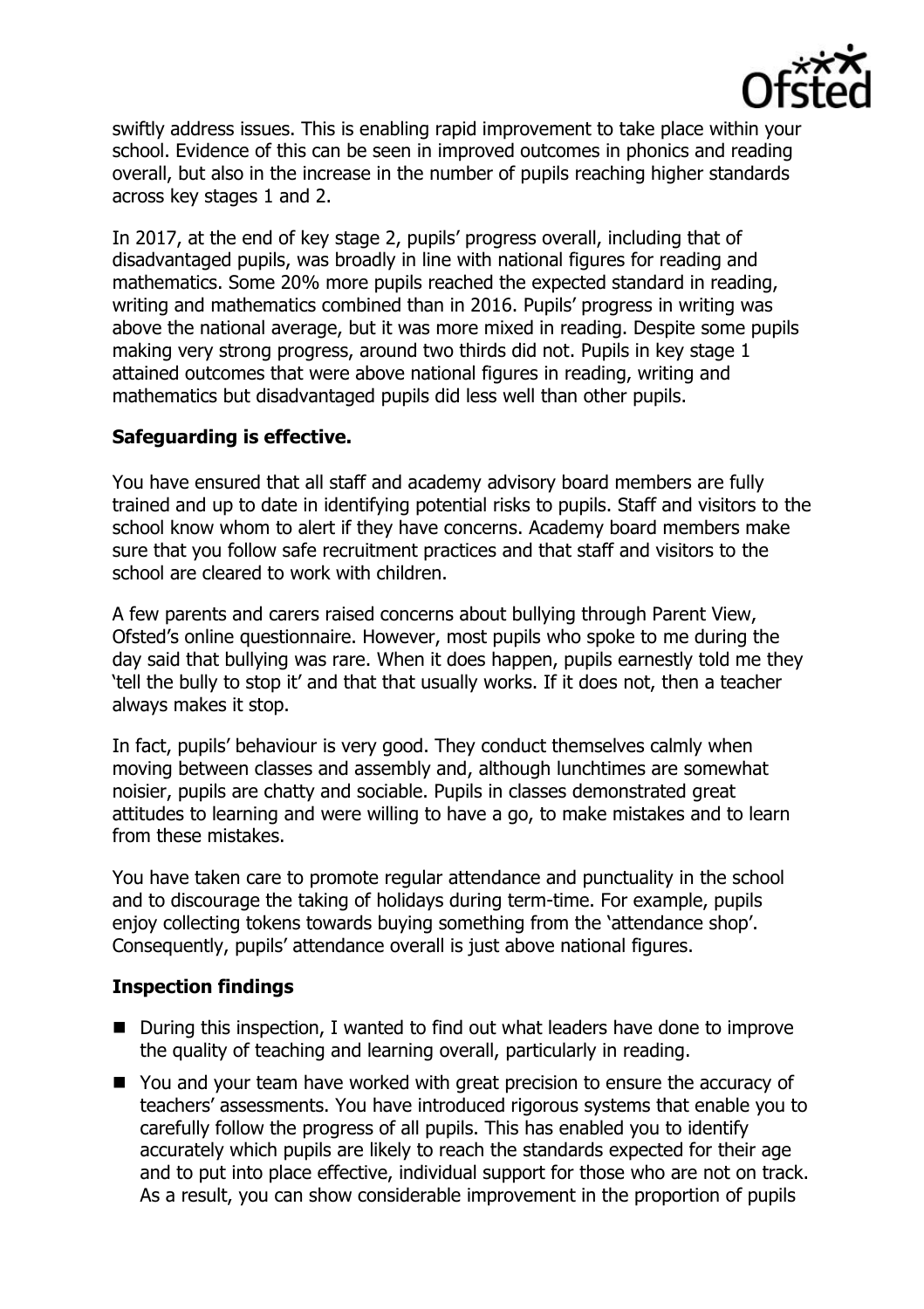swiftly address issues. This is enabling rapid improvement to take place within your school. Evidence of this can be seen in improved outcomes in phonics and reading overall, but also in the increase in the number of pupils reaching higher standards across key stages 1 and 2.

In 2017, at the end of key stage 2, pupils' progress overall, including that of disadvantaged pupils, was broadly in line with national figures for reading and mathematics. Some 20% more pupils reached the expected standard in reading, writing and mathematics combined than in 2016. Pupils' progress in writing was above the national average, but it was more mixed in reading. Despite some pupils making very strong progress, around two thirds did not. Pupils in key stage 1 attained outcomes that were above national figures in reading, writing and mathematics but disadvantaged pupils did less well than other pupils.

**Safeguarding is effective.**

You have ensured that all staff and academy advisory board members are fully trained and up to date in identifying potential risks to pupils. Staff and visitors to the school know whom to alert if they have concerns. Academy board members make sure that you follow safe recruitment practices and that staff and visitors to the school are cleared to work with children.

A few parents and carers raised concerns about bullying through Parent View, Ofsted's online questionnaire. However, most pupils who spoke to me during the day said that bullying was rare. When it does happen, pupils earnestly told me they 'tell the bully to stop it' and that that usually works. If it does not, then a teacher always makes it stop.

In fact, pupils' behaviour is very good. They conduct themselves calmly when moving between classes and assembly and, although lunchtimes are somewhat noisier, pupils are chatty and sociable. Pupils in classes demonstrated great attitudes to learning and were willing to have a go, to make mistakes and to learn from these mistakes.

You have taken care to promote regular attendance and punctuality in the school and to discourage the taking of holidays during term-time. For example, pupils enjoy collecting tokens towards buying something from the 'attendance shop'. Consequently, pupils' attendance overall is just above national figures.

**Inspection findings**

- During this inspection, I wanted to find out what leaders have done to improve the quality of teaching and learning overall, particularly in reading.
- You and your team have worked with great precision to ensure the accuracy of teachers' assessments. You have introduced rigorous systems that enable you to carefully follow the progress of all pupils. This has enabled you to identify accurately which pupils are likely to reach the standards expected for their age and to put into place effective, individual support for those who are not on track. As a result, you can show considerable improvement in the proportion of pupils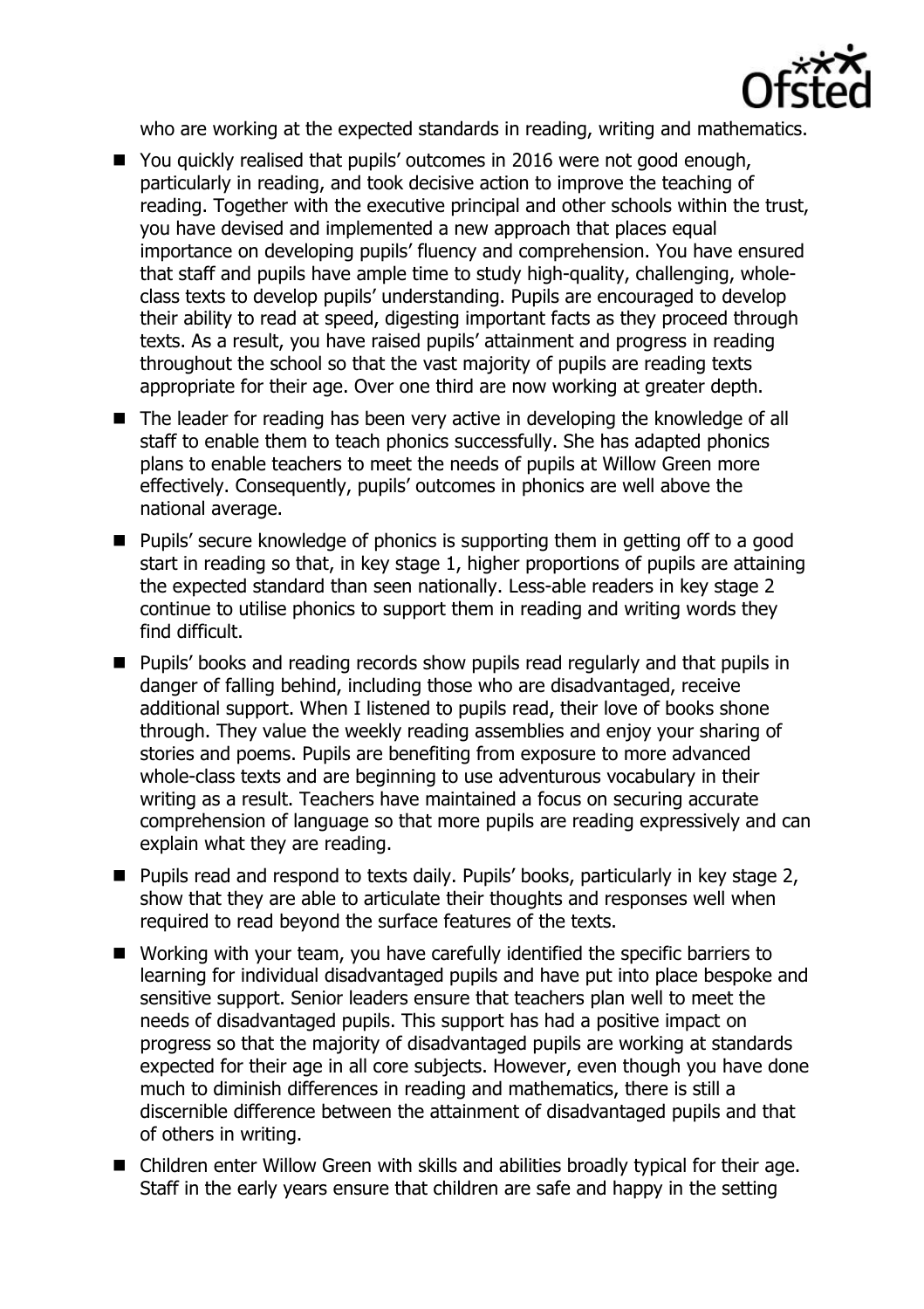who are working at the expected standards in reading, writing and mathematics.

- You quickly realised that pupils' outcomes in 2016 were not good enough, particularly in reading, and took decisive action to improve the teaching of reading. Together with the executive principal and other schools within the trust, you have devised and implemented a new approach that places equal importance on developing pupils' fluency and comprehension. You have ensured that staff and pupils have ample time to study high-quality, challenging, whole-class texts to develop pupils' understanding. Pupils are encouraged to develop their ability to read at speed, digesting important facts as they proceed through texts. As a result, you have raised pupils' attainment and progress in reading throughout the school so that the vast majority of pupils are reading texts appropriate for their age. Over one third are now working at greater depth.
- The leader for reading has been very active in developing the knowledge of all staff to enable them to teach phonics successfully. She has adapted phonics plans to enable teachers to meet the needs of pupils at Willow Green more effectively. Consequently, pupils' outcomes in phonics are well above the national average.
- Pupils' secure knowledge of phonics is supporting them in getting off to a good start in reading so that, in key stage 1, higher proportions of pupils are attaining the expected standard than seen nationally. Less-able readers in key stage 2 continue to utilise phonics to support them in reading and writing words they find difficult.
- Pupils' books and reading records show pupils read regularly and that pupils in danger of falling behind, including those who are disadvantaged, receive additional support. When I listened to pupils read, their love of books shone through. They value the weekly reading assemblies and enjoy your sharing of stories and poems. Pupils are benefiting from exposure to more advanced whole-class texts and are beginning to use adventurous vocabulary in their writing as a result. Teachers have maintained a focus on securing accurate comprehension of language so that more pupils are reading expressively and can explain what they are reading.
- Pupils read and respond to texts daily. Pupils' books, particularly in key stage 2, show that they are able to articulate their thoughts and responses well when required to read beyond the surface features of the texts.
- Working with your team, you have carefully identified the specific barriers to learning for individual disadvantaged pupils and have put into place bespoke and sensitive support. Senior leaders ensure that teachers plan well to meet the needs of disadvantaged pupils. This support has had a positive impact on progress so that the majority of disadvantaged pupils are working at standards expected for their age in all core subjects. However, even though you have done much to diminish differences in reading and mathematics, there is still a discernible difference between the attainment of disadvantaged pupils and that of others in writing.
- Children enter Willow Green with skills and abilities broadly typical for their age. Staff in the early years ensure that children are safe and happy in the setting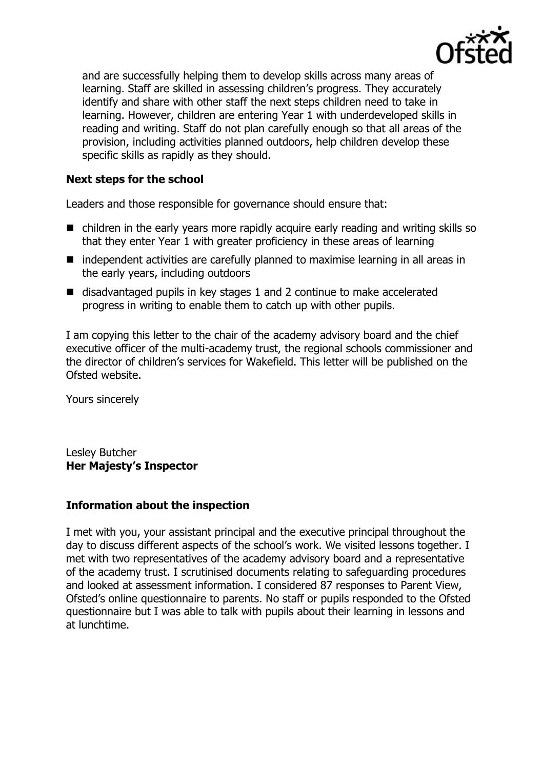and are successfully helping them to develop skills across many areas of learning. Staff are skilled in assessing children's progress. They accurately identify and share with other staff the next steps children need to take in learning. However, children are entering Year 1 with underdeveloped skills in reading and writing. Staff do not plan carefully enough so that all areas of the provision, including activities planned outdoors, help children develop these specific skills as rapidly as they should.

### Next steps for the school

Leaders and those responsible for governance should ensure that:

- children in the early years more rapidly acquire early reading and writing skills so that they enter Year 1 with greater proficiency in these areas of learning
- independent activities are carefully planned to maximise learning in all areas in the early years, including outdoors
- disadvantaged pupils in key stages 1 and 2 continue to make accelerated progress in writing to enable them to catch up with other pupils.

I am copying this letter to the chair of the academy advisory board and the chief executive officer of the multi-academy trust, the regional schools commissioner and the director of children's services for Wakefield. This letter will be published on the Ofsted website.

Yours sincerely

Lesley Butcher
**Her Majesty's Inspector**

### Information about the inspection

I met with you, your assistant principal and the executive principal throughout the day to discuss different aspects of the school's work. We visited lessons together. I met with two representatives of the academy advisory board and a representative of the academy trust. I scrutinised documents relating to safeguarding procedures and looked at assessment information. I considered 87 responses to Parent View, Ofsted's online questionnaire to parents. No staff or pupils responded to the Ofsted questionnaire but I was able to talk with pupils about their learning in lessons and at lunchtime.